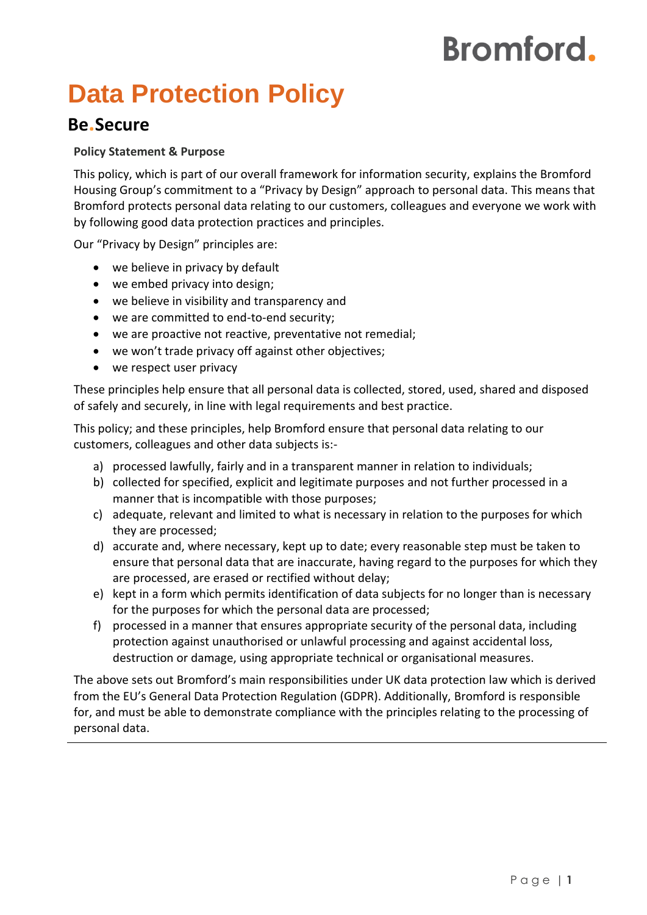Bromford.

# Data Protection Policy

## Be.Secure

**Policy Statement & Purpose**

This policy, which is part of our overall framework for information security, explains the Bromford Housing Group's commitment to a "Privacy by Design" approach to personal data. This means that Bromford protects personal data relating to our customers, colleagues and everyone we work with by following good data protection practices and principles.

Our "Privacy by Design" principles are:

- we believe in privacy by default
- we embed privacy into design;
- we believe in visibility and transparency and
- we are committed to end-to-end security;
- we are proactive not reactive, preventative not remedial;
- we won't trade privacy off against other objectives;
- we respect user privacy

These principles help ensure that all personal data is collected, stored, used, shared and disposed of safely and securely, in line with legal requirements and best practice.

This policy; and these principles, help Bromford ensure that personal data relating to our customers, colleagues and other data subjects is:-

a) processed lawfully, fairly and in a transparent manner in relation to individuals;
b) collected for specified, explicit and legitimate purposes and not further processed in a manner that is incompatible with those purposes;
c) adequate, relevant and limited to what is necessary in relation to the purposes for which they are processed;
d) accurate and, where necessary, kept up to date; every reasonable step must be taken to ensure that personal data that are inaccurate, having regard to the purposes for which they are processed, are erased or rectified without delay;
e) kept in a form which permits identification of data subjects for no longer than is necessary for the purposes for which the personal data are processed;
f) processed in a manner that ensures appropriate security of the personal data, including protection against unauthorised or unlawful processing and against accidental loss, destruction or damage, using appropriate technical or organisational measures.

The above sets out Bromford's main responsibilities under UK data protection law which is derived from the EU's General Data Protection Regulation (GDPR). Additionally, Bromford is responsible for, and must be able to demonstrate compliance with the principles relating to the processing of personal data.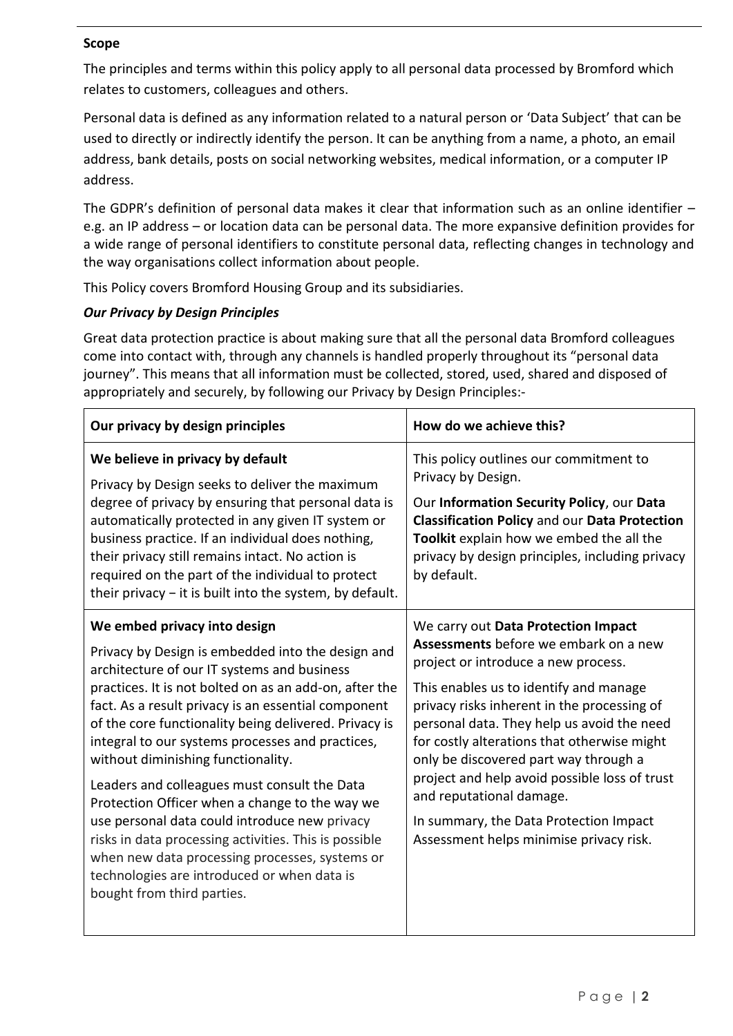**Scope**

The principles and terms within this policy apply to all personal data processed by Bromford which relates to customers, colleagues and others.

Personal data is defined as any information related to a natural person or 'Data Subject' that can be used to directly or indirectly identify the person. It can be anything from a name, a photo, an email address, bank details, posts on social networking websites, medical information, or a computer IP address.

The GDPR's definition of personal data makes it clear that information such as an online identifier – e.g. an IP address – or location data can be personal data. The more expansive definition provides for a wide range of personal identifiers to constitute personal data, reflecting changes in technology and the way organisations collect information about people.

This Policy covers Bromford Housing Group and its subsidiaries.

***Our Privacy by Design Principles***

Great data protection practice is about making sure that all the personal data Bromford colleagues come into contact with, through any channels is handled properly throughout its "personal data journey". This means that all information must be collected, stored, used, shared and disposed of appropriately and securely, by following our Privacy by Design Principles:-

| Our privacy by design principles | How do we achieve this? |
|---|---|
| **We believe in privacy by default**<br><br>Privacy by Design seeks to deliver the maximum degree of privacy by ensuring that personal data is automatically protected in any given IT system or business practice. If an individual does nothing, their privacy still remains intact. No action is required on the part of the individual to protect their privacy − it is built into the system, by default. | This policy outlines our commitment to Privacy by Design.<br><br>Our **Information Security Policy**, our **Data Classification Policy** and our **Data Protection Toolkit** explain how we embed the all the privacy by design principles, including privacy by default. |
| **We embed privacy into design**<br><br>Privacy by Design is embedded into the design and architecture of our IT systems and business practices. It is not bolted on as an add-on, after the fact. As a result privacy is an essential component of the core functionality being delivered. Privacy is integral to our systems processes and practices, without diminishing functionality.<br><br>Leaders and colleagues must consult the Data Protection Officer when a change to the way we use personal data could introduce new privacy risks in data processing activities. This is possible when new data processing processes, systems or technologies are introduced or when data is bought from third parties. | We carry out **Data Protection Impact Assessments** before we embark on a new project or introduce a new process.<br><br>This enables us to identify and manage privacy risks inherent in the processing of personal data. They help us avoid the need for costly alterations that otherwise might only be discovered part way through a project and help avoid possible loss of trust and reputational damage.<br><br>In summary, the Data Protection Impact Assessment helps minimise privacy risk. |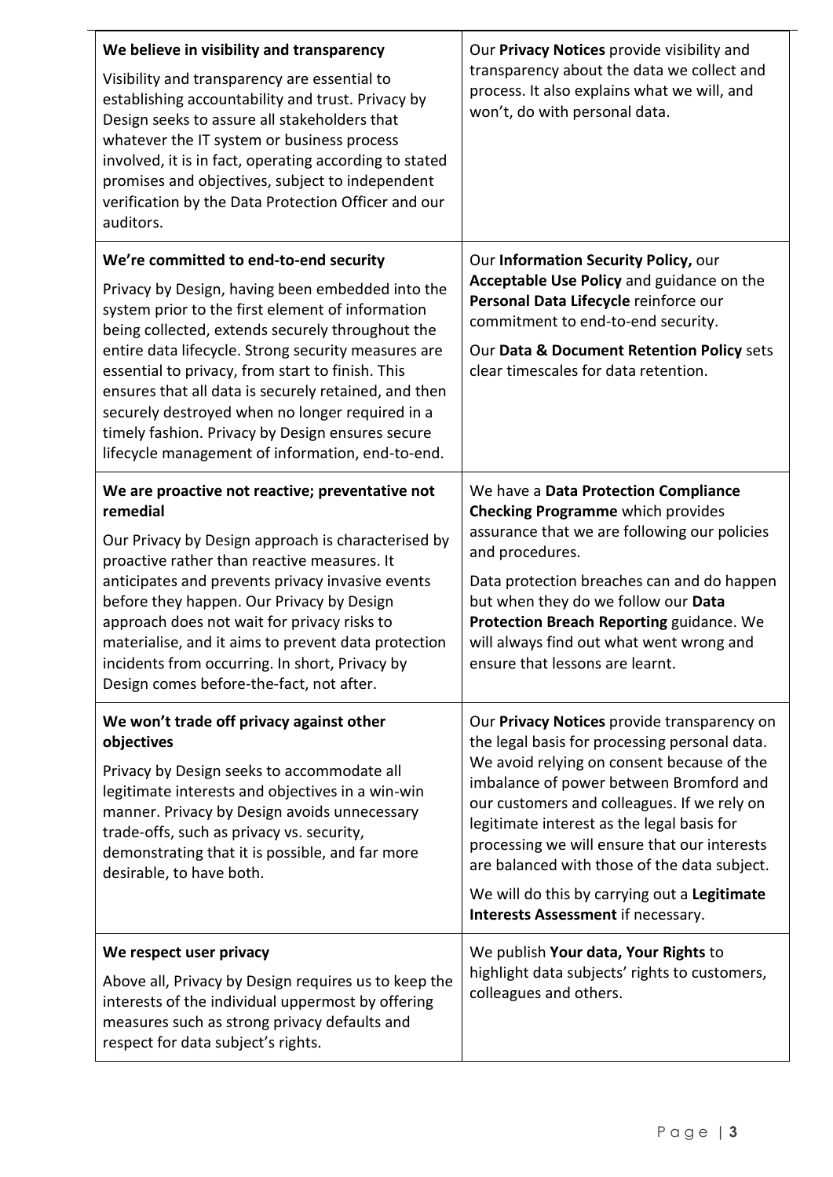| | |
|---|---|
| **We believe in visibility and transparency**<br><br>Visibility and transparency are essential to establishing accountability and trust. Privacy by Design seeks to assure all stakeholders that whatever the IT system or business process involved, it is in fact, operating according to stated promises and objectives, subject to independent verification by the Data Protection Officer and our auditors. | Our **Privacy Notices** provide visibility and transparency about the data we collect and process. It also explains what we will, and won't, do with personal data. |
| **We're committed to end-to-end security**<br><br>Privacy by Design, having been embedded into the system prior to the first element of information being collected, extends securely throughout the entire data lifecycle. Strong security measures are essential to privacy, from start to finish. This ensures that all data is securely retained, and then securely destroyed when no longer required in a timely fashion. Privacy by Design ensures secure lifecycle management of information, end-to-end. | Our **Information Security Policy,** our **Acceptable Use Policy** and guidance on the **Personal Data Lifecycle** reinforce our commitment to end-to-end security.<br><br>Our **Data & Document Retention Policy** sets clear timescales for data retention. |
| **We are proactive not reactive; preventative not remedial**<br><br>Our Privacy by Design approach is characterised by proactive rather than reactive measures. It anticipates and prevents privacy invasive events before they happen. Our Privacy by Design approach does not wait for privacy risks to materialise, and it aims to prevent data protection incidents from occurring. In short, Privacy by Design comes before-the-fact, not after. | We have a **Data Protection Compliance Checking Programme** which provides assurance that we are following our policies and procedures.<br><br>Data protection breaches can and do happen but when they do we follow our **Data Protection Breach Reporting** guidance. We will always find out what went wrong and ensure that lessons are learnt. |
| **We won't trade off privacy against other objectives**<br><br>Privacy by Design seeks to accommodate all legitimate interests and objectives in a win-win manner. Privacy by Design avoids unnecessary trade-offs, such as privacy vs. security, demonstrating that it is possible, and far more desirable, to have both. | Our **Privacy Notices** provide transparency on the legal basis for processing personal data. We avoid relying on consent because of the imbalance of power between Bromford and our customers and colleagues. If we rely on legitimate interest as the legal basis for processing we will ensure that our interests are balanced with those of the data subject.<br><br>We will do this by carrying out a **Legitimate Interests Assessment** if necessary. |
| **We respect user privacy**<br><br>Above all, Privacy by Design requires us to keep the interests of the individual uppermost by offering measures such as strong privacy defaults and respect for data subject's rights. | We publish **Your data, Your Rights** to highlight data subjects' rights to customers, colleagues and others. |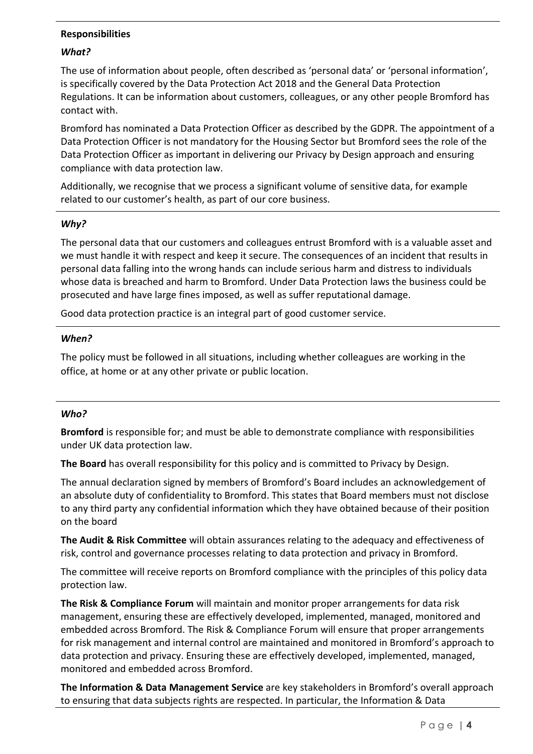**Responsibilities**

***What?***

The use of information about people, often described as 'personal data' or 'personal information', is specifically covered by the Data Protection Act 2018 and the General Data Protection Regulations. It can be information about customers, colleagues, or any other people Bromford has contact with.

Bromford has nominated a Data Protection Officer as described by the GDPR. The appointment of a Data Protection Officer is not mandatory for the Housing Sector but Bromford sees the role of the Data Protection Officer as important in delivering our Privacy by Design approach and ensuring compliance with data protection law.

Additionally, we recognise that we process a significant volume of sensitive data, for example related to our customer's health, as part of our core business.

***Why?***

The personal data that our customers and colleagues entrust Bromford with is a valuable asset and we must handle it with respect and keep it secure. The consequences of an incident that results in personal data falling into the wrong hands can include serious harm and distress to individuals whose data is breached and harm to Bromford. Under Data Protection laws the business could be prosecuted and have large fines imposed, as well as suffer reputational damage.

Good data protection practice is an integral part of good customer service.

***When?***

The policy must be followed in all situations, including whether colleagues are working in the office, at home or at any other private or public location.

***Who?***

**Bromford** is responsible for; and must be able to demonstrate compliance with responsibilities under UK data protection law.

**The Board** has overall responsibility for this policy and is committed to Privacy by Design.

The annual declaration signed by members of Bromford's Board includes an acknowledgement of an absolute duty of confidentiality to Bromford. This states that Board members must not disclose to any third party any confidential information which they have obtained because of their position on the board

**The Audit & Risk Committee** will obtain assurances relating to the adequacy and effectiveness of risk, control and governance processes relating to data protection and privacy in Bromford.

The committee will receive reports on Bromford compliance with the principles of this policy data protection law.

**The Risk & Compliance Forum** will maintain and monitor proper arrangements for data risk management, ensuring these are effectively developed, implemented, managed, monitored and embedded across Bromford. The Risk & Compliance Forum will ensure that proper arrangements for risk management and internal control are maintained and monitored in Bromford's approach to data protection and privacy. Ensuring these are effectively developed, implemented, managed, monitored and embedded across Bromford.

**The Information & Data Management Service** are key stakeholders in Bromford's overall approach to ensuring that data subjects rights are respected. In particular, the Information & Data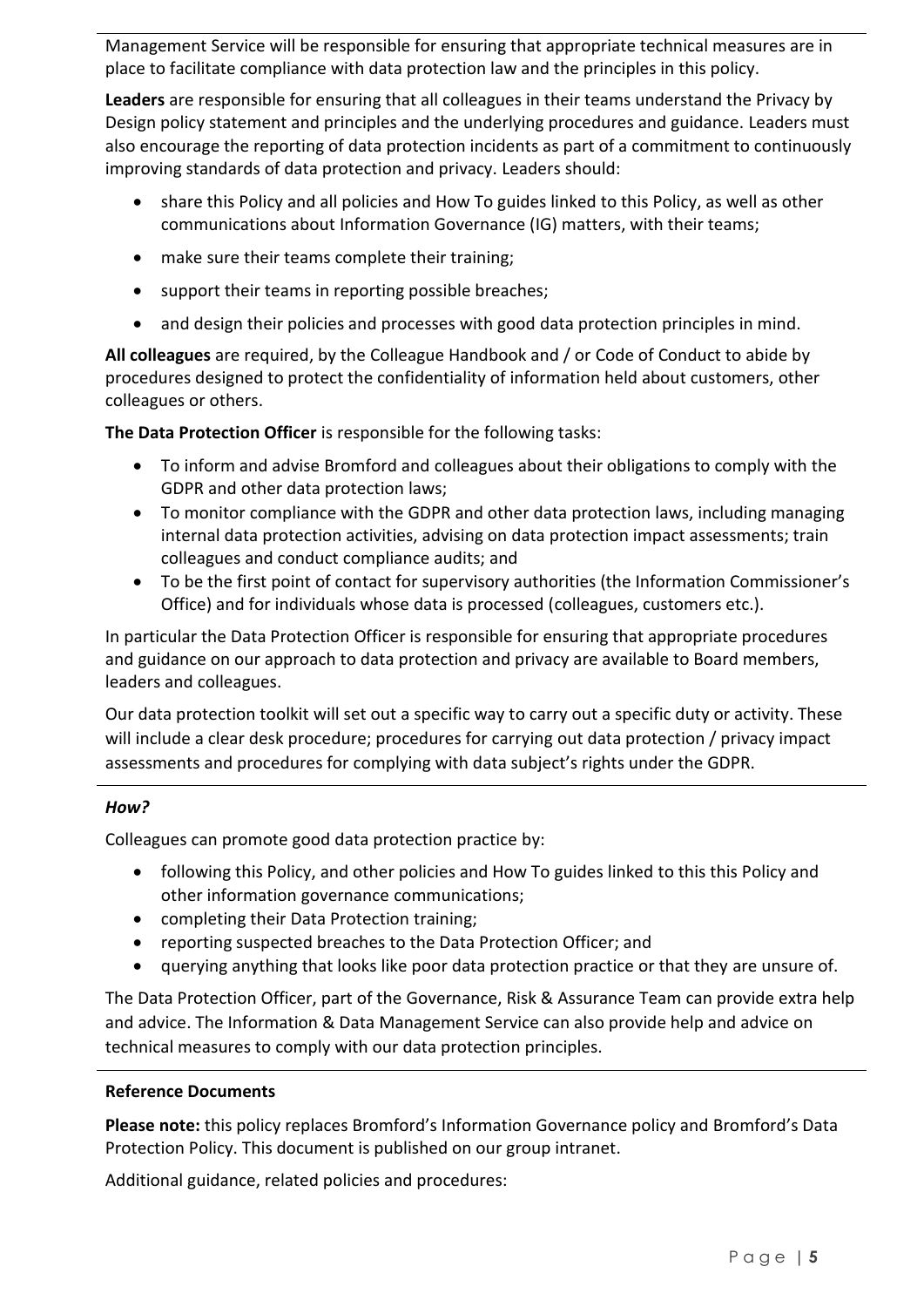Management Service will be responsible for ensuring that appropriate technical measures are in place to facilitate compliance with data protection law and the principles in this policy.

**Leaders** are responsible for ensuring that all colleagues in their teams understand the Privacy by Design policy statement and principles and the underlying procedures and guidance. Leaders must also encourage the reporting of data protection incidents as part of a commitment to continuously improving standards of data protection and privacy. Leaders should:

- share this Policy and all policies and How To guides linked to this Policy, as well as other communications about Information Governance (IG) matters, with their teams;
- make sure their teams complete their training;
- support their teams in reporting possible breaches;
- and design their policies and processes with good data protection principles in mind.

**All colleagues** are required, by the Colleague Handbook and / or Code of Conduct to abide by procedures designed to protect the confidentiality of information held about customers, other colleagues or others.

**The Data Protection Officer** is responsible for the following tasks:

- To inform and advise Bromford and colleagues about their obligations to comply with the GDPR and other data protection laws;
- To monitor compliance with the GDPR and other data protection laws, including managing internal data protection activities, advising on data protection impact assessments; train colleagues and conduct compliance audits; and
- To be the first point of contact for supervisory authorities (the Information Commissioner's Office) and for individuals whose data is processed (colleagues, customers etc.).

In particular the Data Protection Officer is responsible for ensuring that appropriate procedures and guidance on our approach to data protection and privacy are available to Board members, leaders and colleagues.

Our data protection toolkit will set out a specific way to carry out a specific duty or activity. These will include a clear desk procedure; procedures for carrying out data protection / privacy impact assessments and procedures for complying with data subject's rights under the GDPR.

***How?***

Colleagues can promote good data protection practice by:

- following this Policy, and other policies and How To guides linked to this this Policy and other information governance communications;
- completing their Data Protection training;
- reporting suspected breaches to the Data Protection Officer; and
- querying anything that looks like poor data protection practice or that they are unsure of.

The Data Protection Officer, part of the Governance, Risk & Assurance Team can provide extra help and advice. The Information & Data Management Service can also provide help and advice on technical measures to comply with our data protection principles.

**Reference Documents**

**Please note:** this policy replaces Bromford's Information Governance policy and Bromford's Data Protection Policy. This document is published on our group intranet.

Additional guidance, related policies and procedures: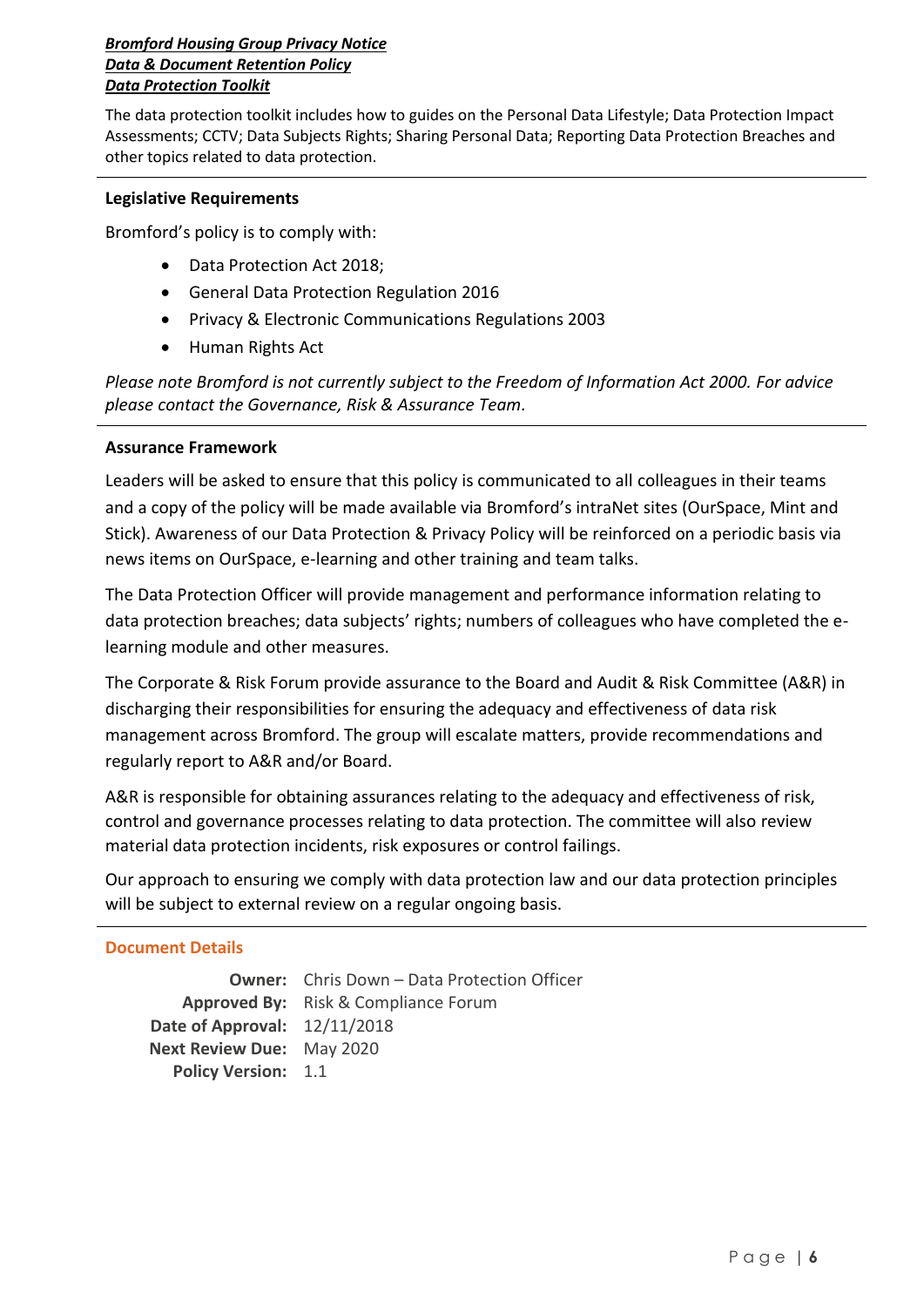***Bromford Housing Group Privacy Notice***
***Data & Document Retention Policy***
***Data Protection Toolkit***

The data protection toolkit includes how to guides on the Personal Data Lifestyle; Data Protection Impact Assessments; CCTV; Data Subjects Rights; Sharing Personal Data; Reporting Data Protection Breaches and other topics related to data protection.

---

**Legislative Requirements**

Bromford's policy is to comply with:

- Data Protection Act 2018;
- General Data Protection Regulation 2016
- Privacy & Electronic Communications Regulations 2003
- Human Rights Act

*Please note Bromford is not currently subject to the Freedom of Information Act 2000. For advice please contact the Governance, Risk & Assurance Team.*

---

**Assurance Framework**

Leaders will be asked to ensure that this policy is communicated to all colleagues in their teams and a copy of the policy will be made available via Bromford's intraNet sites (OurSpace, Mint and Stick). Awareness of our Data Protection & Privacy Policy will be reinforced on a periodic basis via news items on OurSpace, e-learning and other training and team talks.

The Data Protection Officer will provide management and performance information relating to data protection breaches; data subjects' rights; numbers of colleagues who have completed the e-learning module and other measures.

The Corporate & Risk Forum provide assurance to the Board and Audit & Risk Committee (A&R) in discharging their responsibilities for ensuring the adequacy and effectiveness of data risk management across Bromford. The group will escalate matters, provide recommendations and regularly report to A&R and/or Board.

A&R is responsible for obtaining assurances relating to the adequacy and effectiveness of risk, control and governance processes relating to data protection. The committee will also review material data protection incidents, risk exposures or control failings.

Our approach to ensuring we comply with data protection law and our data protection principles will be subject to external review on a regular ongoing basis.

---

**Document Details**

| | |
|---|---|
| **Owner:** | Chris Down – Data Protection Officer |
| **Approved By:** | Risk & Compliance Forum |
| **Date of Approval:** | 12/11/2018 |
| **Next Review Due:** | May 2020 |
| **Policy Version:** | 1.1 |